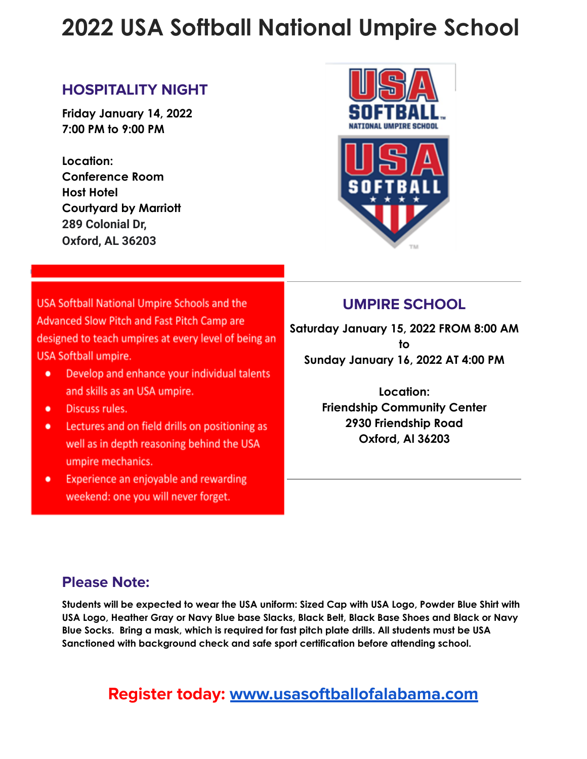# 2022 USA Softball National Umpire School

## HOSPITALITY NIGHT

**Friday January 14, 2022**
**7:00 PM to 9:00 PM**

**Location:**
**Conference Room**
**Host Hotel**
**Courtyard by Marriott**
**289 Colonial Dr,**
**Oxford, AL 36203**

USA Softball National Umpire Schools and the Advanced Slow Pitch and Fast Pitch Camp are designed to teach umpires at every level of being an USA Softball umpire.

- Develop and enhance your individual talents and skills as an USA umpire.
- Discuss rules.
- Lectures and on field drills on positioning as well as in depth reasoning behind the USA umpire mechanics.
- Experience an enjoyable and rewarding weekend: one you will never forget.

## UMPIRE SCHOOL

**Saturday January 15, 2022 FROM 8:00 AM**
**to**
**Sunday January 16, 2022 AT 4:00 PM**

**Location:**
**Friendship Community Center**
**2930 Friendship Road**
**Oxford, Al 36203**

## Please Note:

**Students will be expected to wear the USA uniform: Sized Cap with USA Logo, Powder Blue Shirt with USA Logo, Heather Gray or Navy Blue base Slacks, Black Belt, Black Base Shoes and Black or Navy Blue Socks. Bring a mask, which is required for fast pitch plate drills. All students must be USA Sanctioned with background check and safe sport certification before attending school.**

**Register today: [www.usasoftballofalabama.com](http://www.usasoftballofalabama.com)**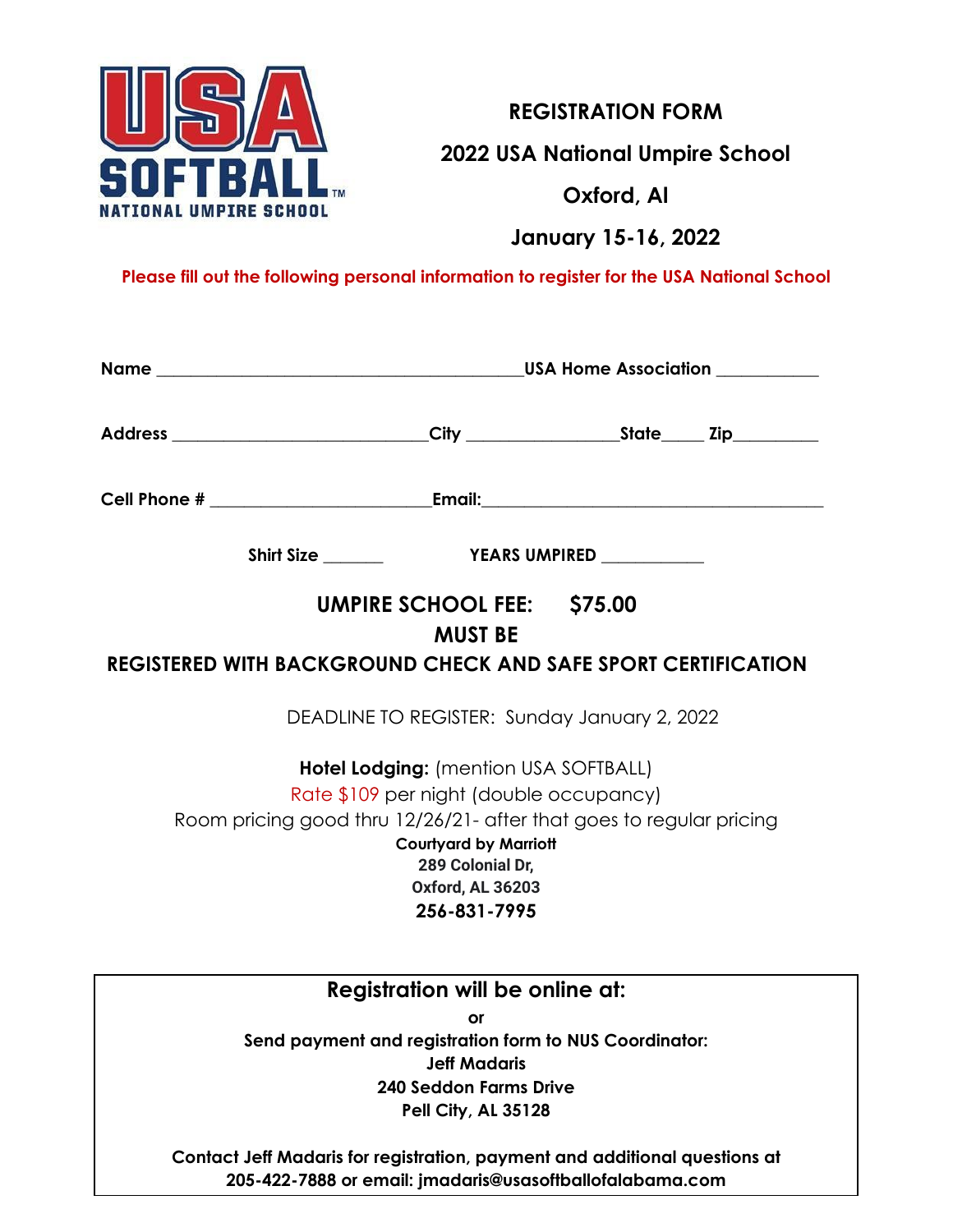USA SOFTBALL NATIONAL UMPIRE SCHOOL

# REGISTRATION FORM

## 2022 USA National Umpire School

## Oxford, Al

## January 15-16, 2022

**Please fill out the following personal information to register for the USA National School**

**Name** ________________________________________ **USA Home Association** ___________

**Address** ____________________________ **City** _________________ **State**_____ **Zip**_________

**Cell Phone #** ________________________ **Email:** ______________________________________

**Shirt Size** _______ **YEARS UMPIRED** ___________

## UMPIRE SCHOOL FEE: $75.00

## MUST BE

## REGISTERED WITH BACKGROUND CHECK AND SAFE SPORT CERTIFICATION

DEADLINE TO REGISTER: Sunday January 2, 2022

**Hotel Lodging:** (mention USA SOFTBALL)

Rate $109 per night (double occupancy)

Room pricing good thru 12/26/21- after that goes to regular pricing

**Courtyard by Marriott**
**289 Colonial Dr,**
**Oxford, AL 36203**
**256-831-7995**

---

### Registration will be online at:

**or**

**Send payment and registration form to NUS Coordinator:**
**Jeff Madaris**
**240 Seddon Farms Drive**
**Pell City, AL 35128**

**Contact Jeff Madaris for registration, payment and additional questions at 205-422-7888 or email: jmadaris@usasoftballofalabama.com**